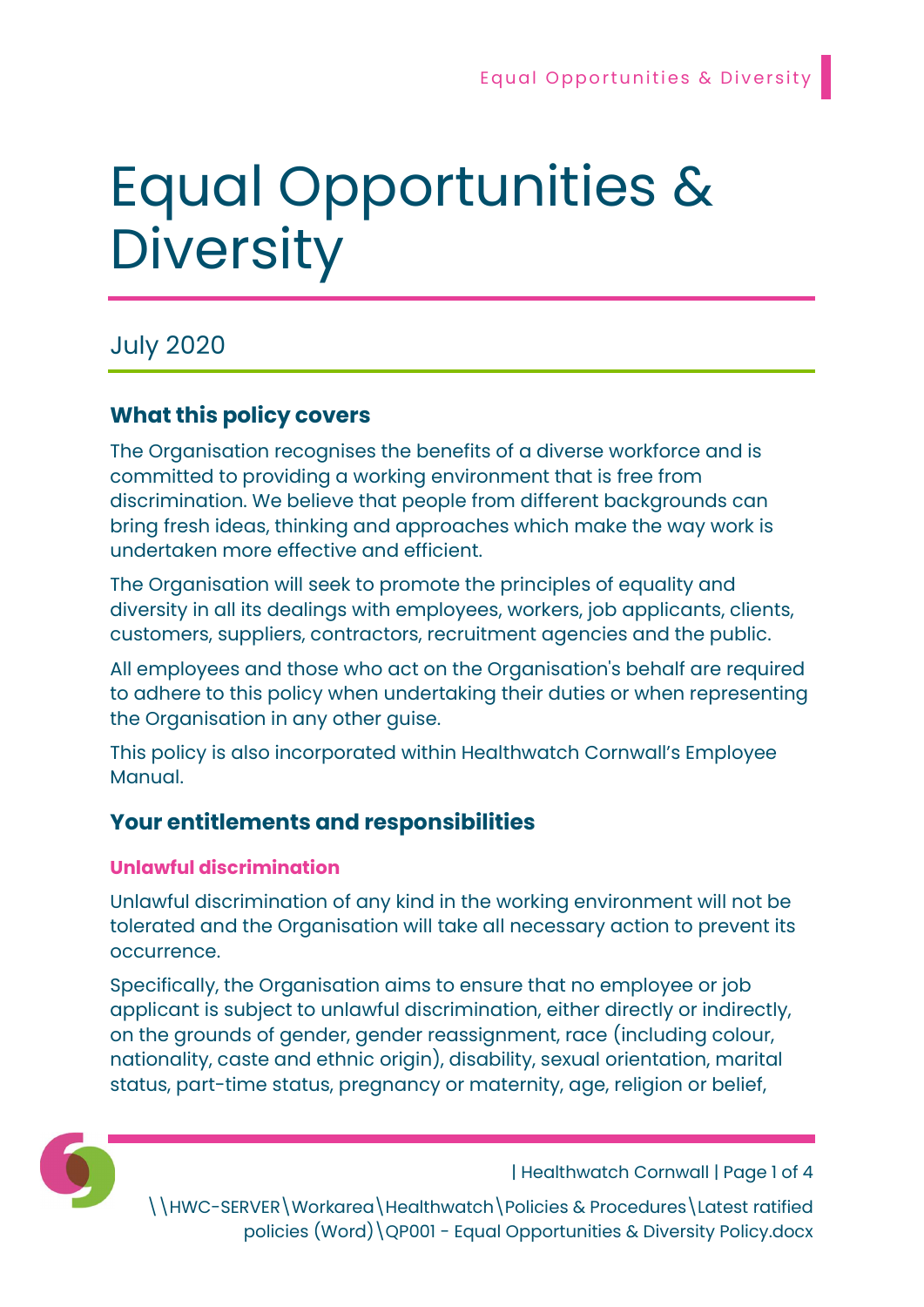# Equal Opportunities & Diversity

July 2020

## What this policy covers

The Organisation recognises the benefits of a diverse workforce and is committed to providing a working environment that is free from discrimination. We believe that people from different backgrounds can bring fresh ideas, thinking and approaches which make the way work is undertaken more effective and efficient.

The Organisation will seek to promote the principles of equality and diversity in all its dealings with employees, workers, job applicants, clients, customers, suppliers, contractors, recruitment agencies and the public.

All employees and those who act on the Organisation's behalf are required to adhere to this policy when undertaking their duties or when representing the Organisation in any other guise.

This policy is also incorporated within Healthwatch Cornwall's Employee Manual.

## Your entitlements and responsibilities

### Unlawful discrimination

Unlawful discrimination of any kind in the working environment will not be tolerated and the Organisation will take all necessary action to prevent its occurrence.

Specifically, the Organisation aims to ensure that no employee or job applicant is subject to unlawful discrimination, either directly or indirectly, on the grounds of gender, gender reassignment, race (including colour, nationality, caste and ethnic origin), disability, sexual orientation, marital status, part-time status, pregnancy or maternity, age, religion or belief,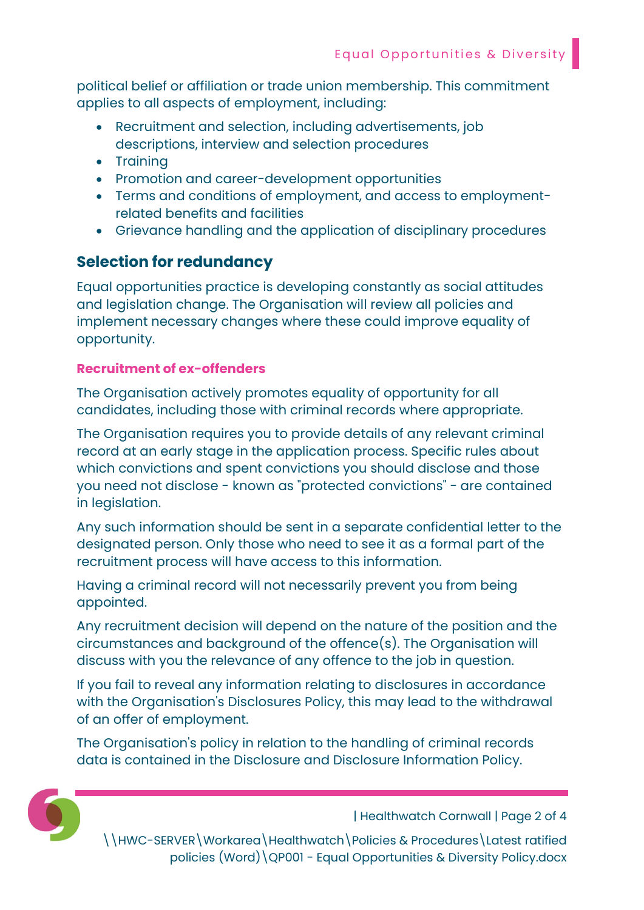political belief or affiliation or trade union membership. This commitment applies to all aspects of employment, including:

- Recruitment and selection, including advertisements, job descriptions, interview and selection procedures
- Training
- Promotion and career-development opportunities
- Terms and conditions of employment, and access to employment-related benefits and facilities
- Grievance handling and the application of disciplinary procedures

## Selection for redundancy

Equal opportunities practice is developing constantly as social attitudes and legislation change. The Organisation will review all policies and implement necessary changes where these could improve equality of opportunity.

### Recruitment of ex-offenders

The Organisation actively promotes equality of opportunity for all candidates, including those with criminal records where appropriate.

The Organisation requires you to provide details of any relevant criminal record at an early stage in the application process. Specific rules about which convictions and spent convictions you should disclose and those you need not disclose - known as "protected convictions" - are contained in legislation.

Any such information should be sent in a separate confidential letter to the designated person. Only those who need to see it as a formal part of the recruitment process will have access to this information.

Having a criminal record will not necessarily prevent you from being appointed.

Any recruitment decision will depend on the nature of the position and the circumstances and background of the offence(s). The Organisation will discuss with you the relevance of any offence to the job in question.

If you fail to reveal any information relating to disclosures in accordance with the Organisation's Disclosures Policy, this may lead to the withdrawal of an offer of employment.

The Organisation's policy in relation to the handling of criminal records data is contained in the Disclosure and Disclosure Information Policy.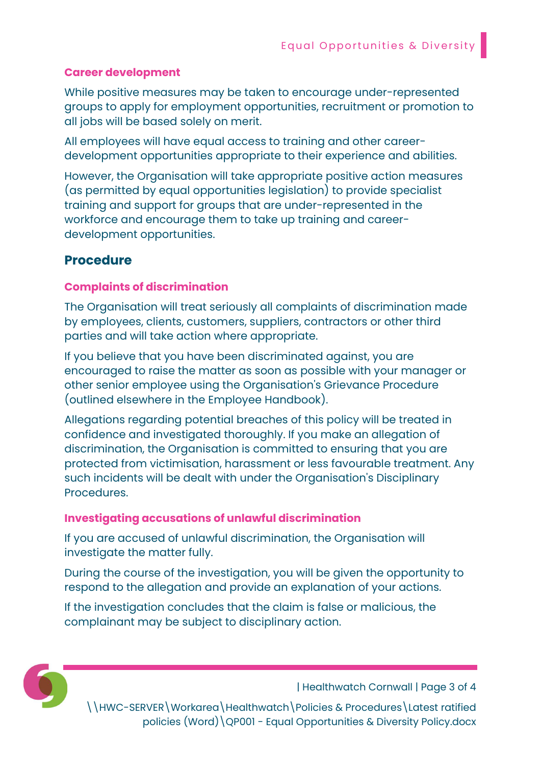### Career development

While positive measures may be taken to encourage under-represented groups to apply for employment opportunities, recruitment or promotion to all jobs will be based solely on merit.

All employees will have equal access to training and other career-development opportunities appropriate to their experience and abilities.

However, the Organisation will take appropriate positive action measures (as permitted by equal opportunities legislation) to provide specialist training and support for groups that are under-represented in the workforce and encourage them to take up training and career-development opportunities.

## Procedure

### Complaints of discrimination

The Organisation will treat seriously all complaints of discrimination made by employees, clients, customers, suppliers, contractors or other third parties and will take action where appropriate.

If you believe that you have been discriminated against, you are encouraged to raise the matter as soon as possible with your manager or other senior employee using the Organisation's Grievance Procedure (outlined elsewhere in the Employee Handbook).

Allegations regarding potential breaches of this policy will be treated in confidence and investigated thoroughly. If you make an allegation of discrimination, the Organisation is committed to ensuring that you are protected from victimisation, harassment or less favourable treatment. Any such incidents will be dealt with under the Organisation's Disciplinary Procedures.

### Investigating accusations of unlawful discrimination

If you are accused of unlawful discrimination, the Organisation will investigate the matter fully.

During the course of the investigation, you will be given the opportunity to respond to the allegation and provide an explanation of your actions.

If the investigation concludes that the claim is false or malicious, the complainant may be subject to disciplinary action.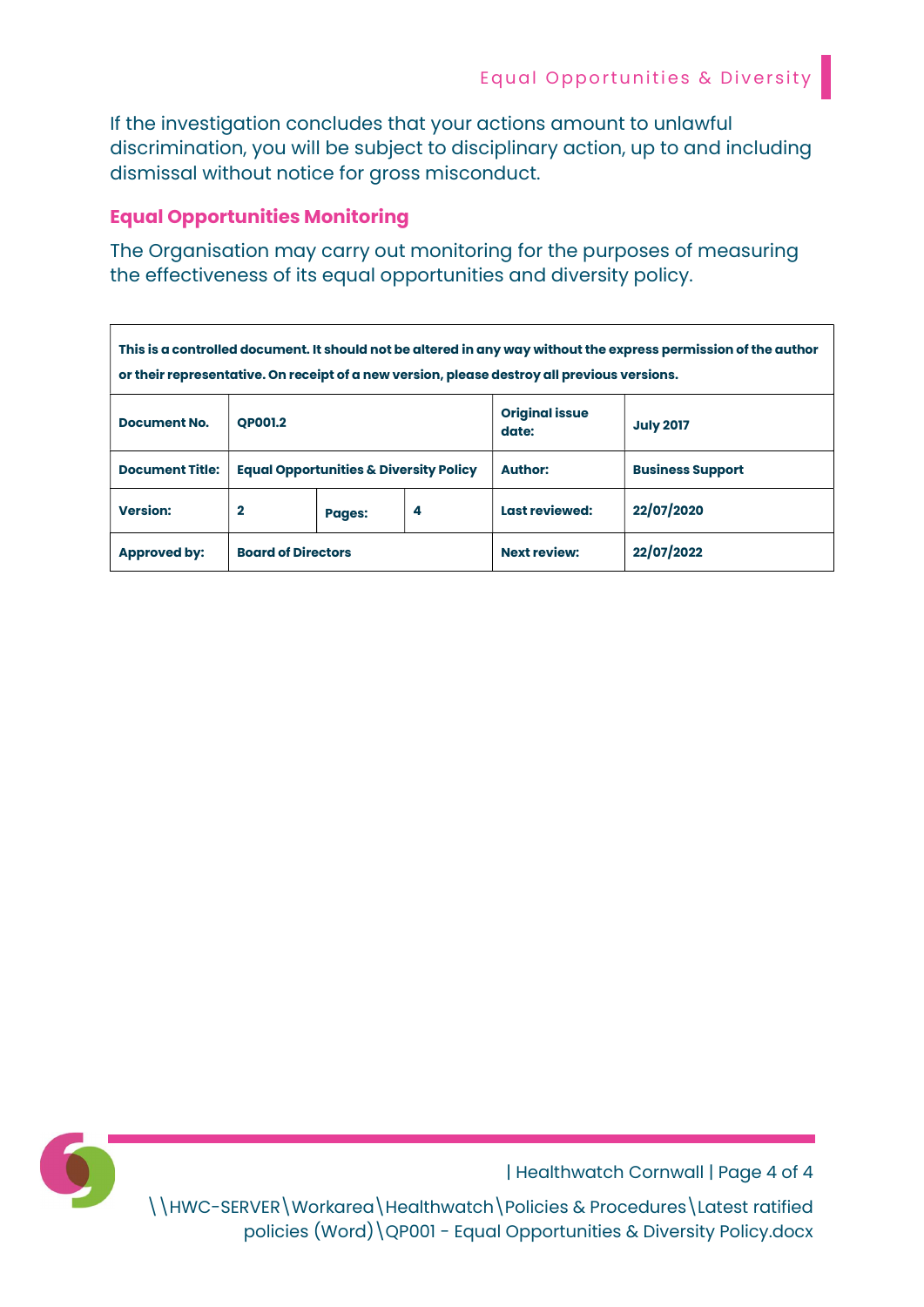If the investigation concludes that your actions amount to unlawful discrimination, you will be subject to disciplinary action, up to and including dismissal without notice for gross misconduct.

## Equal Opportunities Monitoring

The Organisation may carry out monitoring for the purposes of measuring the effectiveness of its equal opportunities and diversity policy.

| This is a controlled document. It should not be altered in any way without the express permission of the author or their representative. On receipt of a new version, please destroy all previous versions. | | | | | |
|---|---|---|---|---|---|
| **Document No.** | **QP001.2** | | | **Original issue date:** | **July 2017** |
| **Document Title:** | **Equal Opportunities & Diversity Policy** | | | **Author:** | **Business Support** |
| **Version:** | **2** | **Pages:** | **4** | **Last reviewed:** | **22/07/2020** |
| **Approved by:** | **Board of Directors** | | | **Next review:** | **22/07/2022** |

\\HWC-SERVER\Workarea\Healthwatch\Policies & Procedures\Latest ratified policies (Word)\QP001 - Equal Opportunities & Diversity Policy.docx